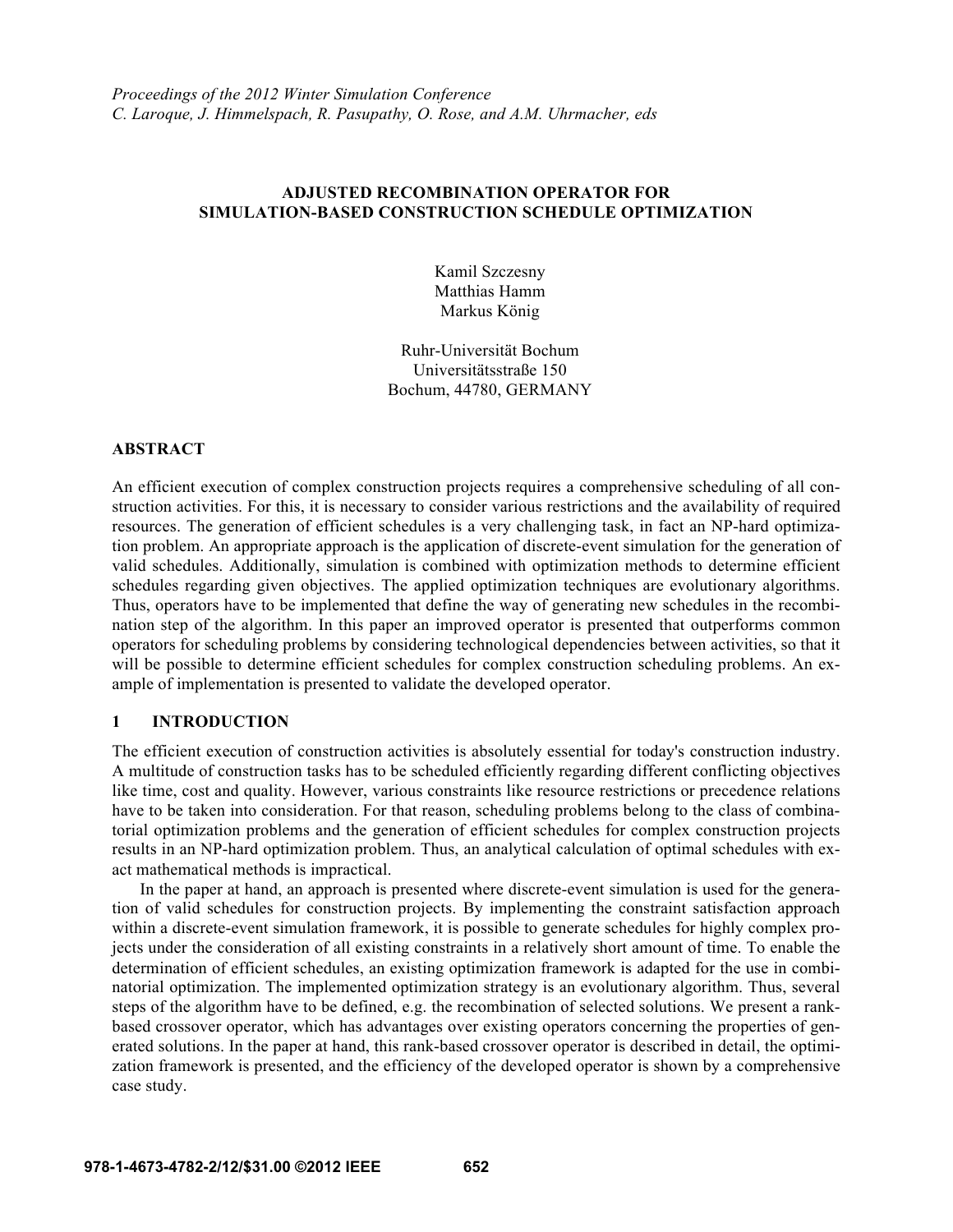*Proceedings of the 2012 Winter Simulation Conference*
*C. Laroque, J. Himmelspach, R. Pasupathy, O. Rose, and A.M. Uhrmacher, eds*

# ADJUSTED RECOMBINATION OPERATOR FOR SIMULATION-BASED CONSTRUCTION SCHEDULE OPTIMIZATION

Kamil Szczesny
Matthias Hamm
Markus König

Ruhr-Universität Bochum
Universitätsstraße 150
Bochum, 44780, GERMANY

## ABSTRACT

An efficient execution of complex construction projects requires a comprehensive scheduling of all construction activities. For this, it is necessary to consider various restrictions and the availability of required resources. The generation of efficient schedules is a very challenging task, in fact an NP-hard optimization problem. An appropriate approach is the application of discrete-event simulation for the generation of valid schedules. Additionally, simulation is combined with optimization methods to determine efficient schedules regarding given objectives. The applied optimization techniques are evolutionary algorithms. Thus, operators have to be implemented that define the way of generating new schedules in the recombination step of the algorithm. In this paper an improved operator is presented that outperforms common operators for scheduling problems by considering technological dependencies between activities, so that it will be possible to determine efficient schedules for complex construction scheduling problems. An example of implementation is presented to validate the developed operator.

## 1 INTRODUCTION

The efficient execution of construction activities is absolutely essential for today's construction industry. A multitude of construction tasks has to be scheduled efficiently regarding different conflicting objectives like time, cost and quality. However, various constraints like resource restrictions or precedence relations have to be taken into consideration. For that reason, scheduling problems belong to the class of combinatorial optimization problems and the generation of efficient schedules for complex construction projects results in an NP-hard optimization problem. Thus, an analytical calculation of optimal schedules with exact mathematical methods is impractical.

In the paper at hand, an approach is presented where discrete-event simulation is used for the generation of valid schedules for construction projects. By implementing the constraint satisfaction approach within a discrete-event simulation framework, it is possible to generate schedules for highly complex projects under the consideration of all existing constraints in a relatively short amount of time. To enable the determination of efficient schedules, an existing optimization framework is adapted for the use in combinatorial optimization. The implemented optimization strategy is an evolutionary algorithm. Thus, several steps of the algorithm have to be defined, e.g. the recombination of selected solutions. We present a rank-based crossover operator, which has advantages over existing operators concerning the properties of generated solutions. In the paper at hand, this rank-based crossover operator is described in detail, the optimization framework is presented, and the efficiency of the developed operator is shown by a comprehensive case study.

**978-1-4673-4782-2/12/$31.00 ©2012 IEEE**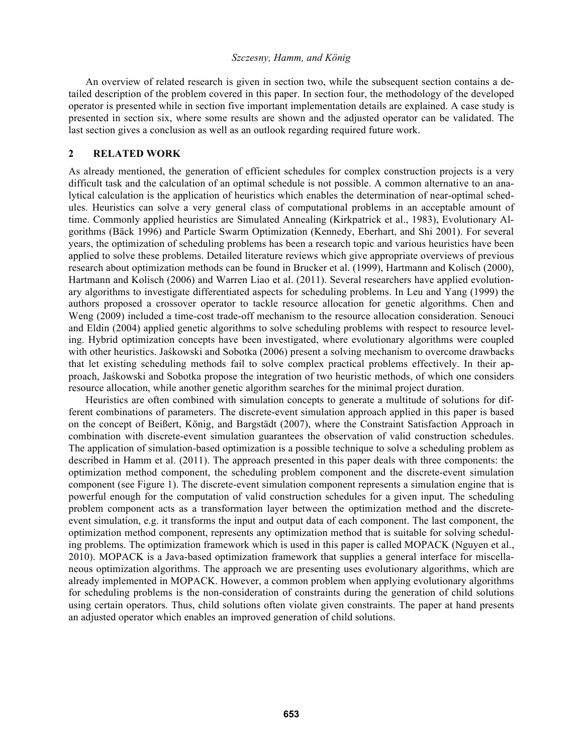An overview of related research is given in section two, while the subsequent section contains a detailed description of the problem covered in this paper. In section four, the methodology of the developed operator is presented while in section five important implementation details are explained. A case study is presented in section six, where some results are shown and the adjusted operator can be validated. The last section gives a conclusion as well as an outlook regarding required future work.

## 2 RELATED WORK

As already mentioned, the generation of efficient schedules for complex construction projects is a very difficult task and the calculation of an optimal schedule is not possible. A common alternative to an analytical calculation is the application of heuristics which enables the determination of near-optimal schedules. Heuristics can solve a very general class of computational problems in an acceptable amount of time. Commonly applied heuristics are Simulated Annealing (Kirkpatrick et al., 1983), Evolutionary Algorithms (Bäck 1996) and Particle Swarm Optimization (Kennedy, Eberhart, and Shi 2001). For several years, the optimization of scheduling problems has been a research topic and various heuristics have been applied to solve these problems. Detailed literature reviews which give appropriate overviews of previous research about optimization methods can be found in Brucker et al. (1999), Hartmann and Kolisch (2000), Hartmann and Kolisch (2006) and Warren Liao et al. (2011). Several researchers have applied evolutionary algorithms to investigate differentiated aspects for scheduling problems. In Leu and Yang (1999) the authors proposed a crossover operator to tackle resource allocation for genetic algorithms. Chen and Weng (2009) included a time-cost trade-off mechanism to the resource allocation consideration. Senouci and Eldin (2004) applied genetic algorithms to solve scheduling problems with respect to resource leveling. Hybrid optimization concepts have been investigated, where evolutionary algorithms were coupled with other heuristics. Jaśkowski and Sobotka (2006) present a solving mechanism to overcome drawbacks that let existing scheduling methods fail to solve complex practical problems effectively. In their approach, Jaśkowski and Sobotka propose the integration of two heuristic methods, of which one considers resource allocation, while another genetic algorithm searches for the minimal project duration.

Heuristics are often combined with simulation concepts to generate a multitude of solutions for different combinations of parameters. The discrete-event simulation approach applied in this paper is based on the concept of Beißert, König, and Bargstädt (2007), where the Constraint Satisfaction Approach in combination with discrete-event simulation guarantees the observation of valid construction schedules. The application of simulation-based optimization is a possible technique to solve a scheduling problem as described in Hamm et al. (2011). The approach presented in this paper deals with three components: the optimization method component, the scheduling problem component and the discrete-event simulation component (see Figure 1). The discrete-event simulation component represents a simulation engine that is powerful enough for the computation of valid construction schedules for a given input. The scheduling problem component acts as a transformation layer between the optimization method and the discrete-event simulation, e.g. it transforms the input and output data of each component. The last component, the optimization method component, represents any optimization method that is suitable for solving scheduling problems. The optimization framework which is used in this paper is called MOPACK (Nguyen et al., 2010). MOPACK is a Java-based optimization framework that supplies a general interface for miscellaneous optimization algorithms. The approach we are presenting uses evolutionary algorithms, which are already implemented in MOPACK. However, a common problem when applying evolutionary algorithms for scheduling problems is the non-consideration of constraints during the generation of child solutions using certain operators. Thus, child solutions often violate given constraints. The paper at hand presents an adjusted operator which enables an improved generation of child solutions.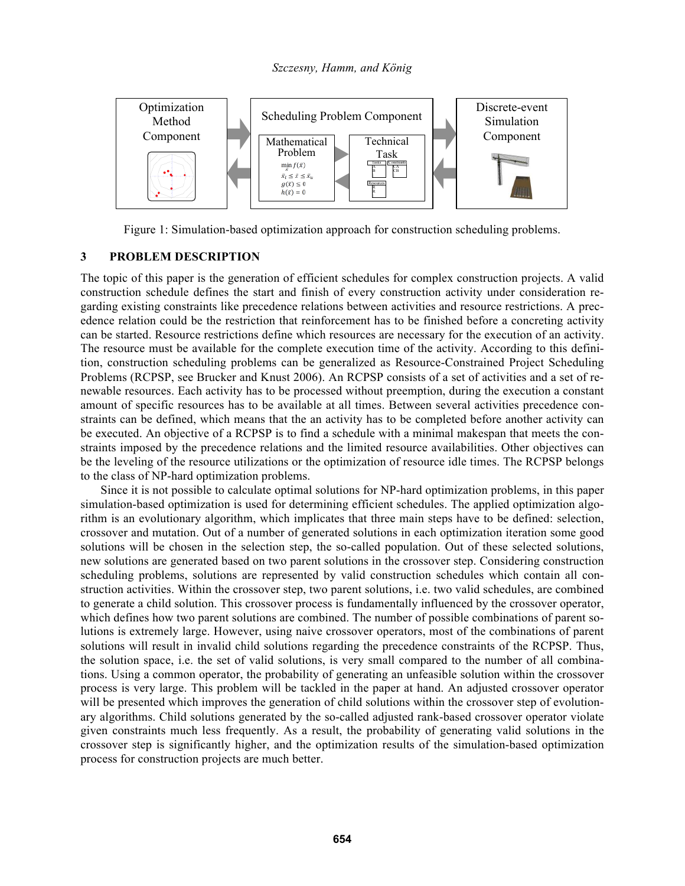Optimization Method Component

Scheduling Problem Component

Mathematical Problem

$\min_{\vec{x}} f(\vec{x})$

$\vec{x}_l \leq \vec{x} \leq \vec{x}_u$

$g(\vec{x}) \leq 0$

$h(\vec{x}) = 0$

Technical Task

Discrete-event Simulation Component

Figure 1: Simulation-based optimization approach for construction scheduling problems.

## 3 PROBLEM DESCRIPTION

The topic of this paper is the generation of efficient schedules for complex construction projects. A valid construction schedule defines the start and finish of every construction activity under consideration regarding existing constraints like precedence relations between activities and resource restrictions. A precedence relation could be the restriction that reinforcement has to be finished before a concreting activity can be started. Resource restrictions define which resources are necessary for the execution of an activity. The resource must be available for the complete execution time of the activity. According to this definition, construction scheduling problems can be generalized as Resource-Constrained Project Scheduling Problems (RCPSP, see Brucker and Knust 2006). An RCPSP consists of a set of activities and a set of renewable resources. Each activity has to be processed without preemption, during the execution a constant amount of specific resources has to be available at all times. Between several activities precedence constraints can be defined, which means that the an activity has to be completed before another activity can be executed. An objective of a RCPSP is to find a schedule with a minimal makespan that meets the constraints imposed by the precedence relations and the limited resource availabilities. Other objectives can be the leveling of the resource utilizations or the optimization of resource idle times. The RCPSP belongs to the class of NP-hard optimization problems.

Since it is not possible to calculate optimal solutions for NP-hard optimization problems, in this paper simulation-based optimization is used for determining efficient schedules. The applied optimization algorithm is an evolutionary algorithm, which implicates that three main steps have to be defined: selection, crossover and mutation. Out of a number of generated solutions in each optimization iteration some good solutions will be chosen in the selection step, the so-called population. Out of these selected solutions, new solutions are generated based on two parent solutions in the crossover step. Considering construction scheduling problems, solutions are represented by valid construction schedules which contain all construction activities. Within the crossover step, two parent solutions, i.e. two valid schedules, are combined to generate a child solution. This crossover process is fundamentally influenced by the crossover operator, which defines how two parent solutions are combined. The number of possible combinations of parent solutions is extremely large. However, using naive crossover operators, most of the combinations of parent solutions will result in invalid child solutions regarding the precedence constraints of the RCPSP. Thus, the solution space, i.e. the set of valid solutions, is very small compared to the number of all combinations. Using a common operator, the probability of generating an unfeasible solution within the crossover process is very large. This problem will be tackled in the paper at hand. An adjusted crossover operator will be presented which improves the generation of child solutions within the crossover step of evolutionary algorithms. Child solutions generated by the so-called adjusted rank-based crossover operator violate given constraints much less frequently. As a result, the probability of generating valid solutions in the crossover step is significantly higher, and the optimization results of the simulation-based optimization process for construction projects are much better.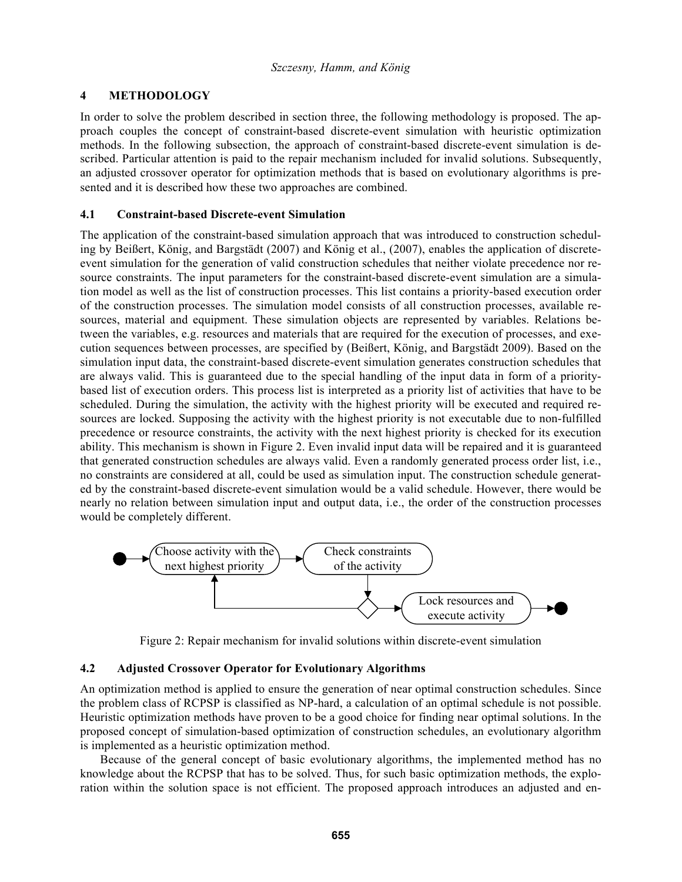## 4 METHODOLOGY

In order to solve the problem described in section three, the following methodology is proposed. The approach couples the concept of constraint-based discrete-event simulation with heuristic optimization methods. In the following subsection, the approach of constraint-based discrete-event simulation is described. Particular attention is paid to the repair mechanism included for invalid solutions. Subsequently, an adjusted crossover operator for optimization methods that is based on evolutionary algorithms is presented and it is described how these two approaches are combined.

### 4.1 Constraint-based Discrete-event Simulation

The application of the constraint-based simulation approach that was introduced to construction scheduling by Beißert, König, and Bargstädt (2007) and König et al., (2007), enables the application of discrete-event simulation for the generation of valid construction schedules that neither violate precedence nor resource constraints. The input parameters for the constraint-based discrete-event simulation are a simulation model as well as the list of construction processes. This list contains a priority-based execution order of the construction processes. The simulation model consists of all construction processes, available resources, material and equipment. These simulation objects are represented by variables. Relations between the variables, e.g. resources and materials that are required for the execution of processes, and execution sequences between processes, are specified by (Beißert, König, and Bargstädt 2009). Based on the simulation input data, the constraint-based discrete-event simulation generates construction schedules that are always valid. This is guaranteed due to the special handling of the input data in form of a priority-based list of execution orders. This process list is interpreted as a priority list of activities that have to be scheduled. During the simulation, the activity with the highest priority will be executed and required resources are locked. Supposing the activity with the highest priority is not executable due to non-fulfilled precedence or resource constraints, the activity with the next highest priority is checked for its execution ability. This mechanism is shown in Figure 2. Even invalid input data will be repaired and it is guaranteed that generated construction schedules are always valid. Even a randomly generated process order list, i.e., no constraints are considered at all, could be used as simulation input. The construction schedule generated by the constraint-based discrete-event simulation would be a valid schedule. However, there would be nearly no relation between simulation input and output data, i.e., the order of the construction processes would be completely different.

Choose activity with the next highest priority

Check constraints of the activity

Lock resources and execute activity

Figure 2: Repair mechanism for invalid solutions within discrete-event simulation

### 4.2 Adjusted Crossover Operator for Evolutionary Algorithms

An optimization method is applied to ensure the generation of near optimal construction schedules. Since the problem class of RCPSP is classified as NP-hard, a calculation of an optimal schedule is not possible. Heuristic optimization methods have proven to be a good choice for finding near optimal solutions. In the proposed concept of simulation-based optimization of construction schedules, an evolutionary algorithm is implemented as a heuristic optimization method.

Because of the general concept of basic evolutionary algorithms, the implemented method has no knowledge about the RCPSP that has to be solved. Thus, for such basic optimization methods, the exploration within the solution space is not efficient. The proposed approach introduces an adjusted and en-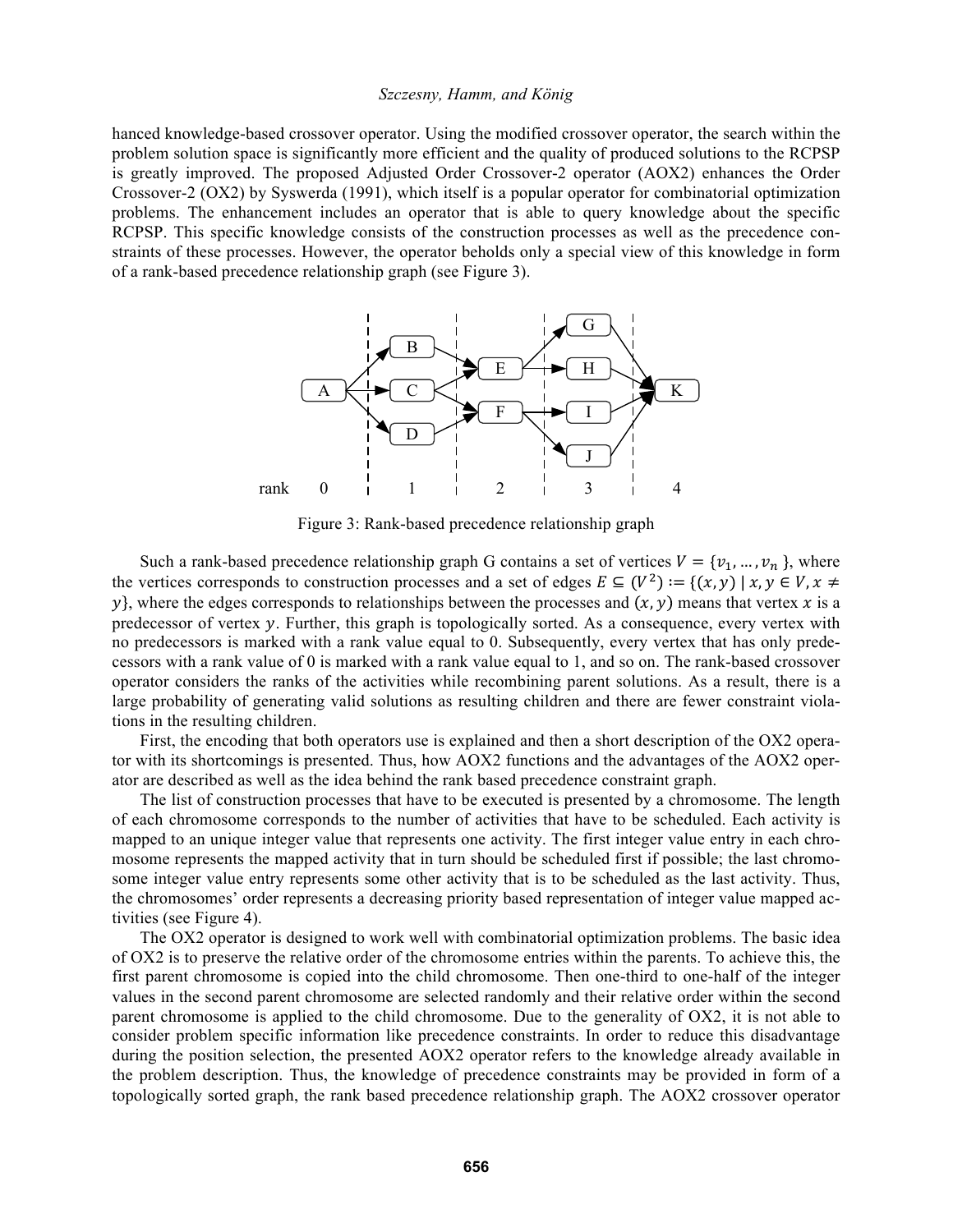hanced knowledge-based crossover operator. Using the modified crossover operator, the search within the problem solution space is significantly more efficient and the quality of produced solutions to the RCPSP is greatly improved. The proposed Adjusted Order Crossover-2 operator (AOX2) enhances the Order Crossover-2 (OX2) by Syswerda (1991), which itself is a popular operator for combinatorial optimization problems. The enhancement includes an operator that is able to query knowledge about the specific RCPSP. This specific knowledge consists of the construction processes as well as the precedence constraints of these processes. However, the operator beholds only a special view of this knowledge in form of a rank-based precedence relationship graph (see Figure 3).

Figure 3: Rank-based precedence relationship graph

Such a rank-based precedence relationship graph G contains a set of vertices $V = \{v_1, \ldots, v_n\}$, where the vertices corresponds to construction processes and a set of edges $E \subseteq (V^2) := \{(x, y) \mid x, y \in V, x \neq y\}$, where the edges corresponds to relationships between the processes and $(x, y)$ means that vertex $x$ is a predecessor of vertex $y$. Further, this graph is topologically sorted. As a consequence, every vertex with no predecessors is marked with a rank value equal to 0. Subsequently, every vertex that has only predecessors with a rank value of 0 is marked with a rank value equal to 1, and so on. The rank-based crossover operator considers the ranks of the activities while recombining parent solutions. As a result, there is a large probability of generating valid solutions as resulting children and there are fewer constraint violations in the resulting children.

First, the encoding that both operators use is explained and then a short description of the OX2 operator with its shortcomings is presented. Thus, how AOX2 functions and the advantages of the AOX2 operator are described as well as the idea behind the rank based precedence constraint graph.

The list of construction processes that have to be executed is presented by a chromosome. The length of each chromosome corresponds to the number of activities that have to be scheduled. Each activity is mapped to an unique integer value that represents one activity. The first integer value entry in each chromosome represents the mapped activity that in turn should be scheduled first if possible; the last chromosome integer value entry represents some other activity that is to be scheduled as the last activity. Thus, the chromosomes' order represents a decreasing priority based representation of integer value mapped activities (see Figure 4).

The OX2 operator is designed to work well with combinatorial optimization problems. The basic idea of OX2 is to preserve the relative order of the chromosome entries within the parents. To achieve this, the first parent chromosome is copied into the child chromosome. Then one-third to one-half of the integer values in the second parent chromosome are selected randomly and their relative order within the second parent chromosome is applied to the child chromosome. Due to the generality of OX2, it is not able to consider problem specific information like precedence constraints. In order to reduce this disadvantage during the position selection, the presented AOX2 operator refers to the knowledge already available in the problem description. Thus, the knowledge of precedence constraints may be provided in form of a topologically sorted graph, the rank based precedence relationship graph. The AOX2 crossover operator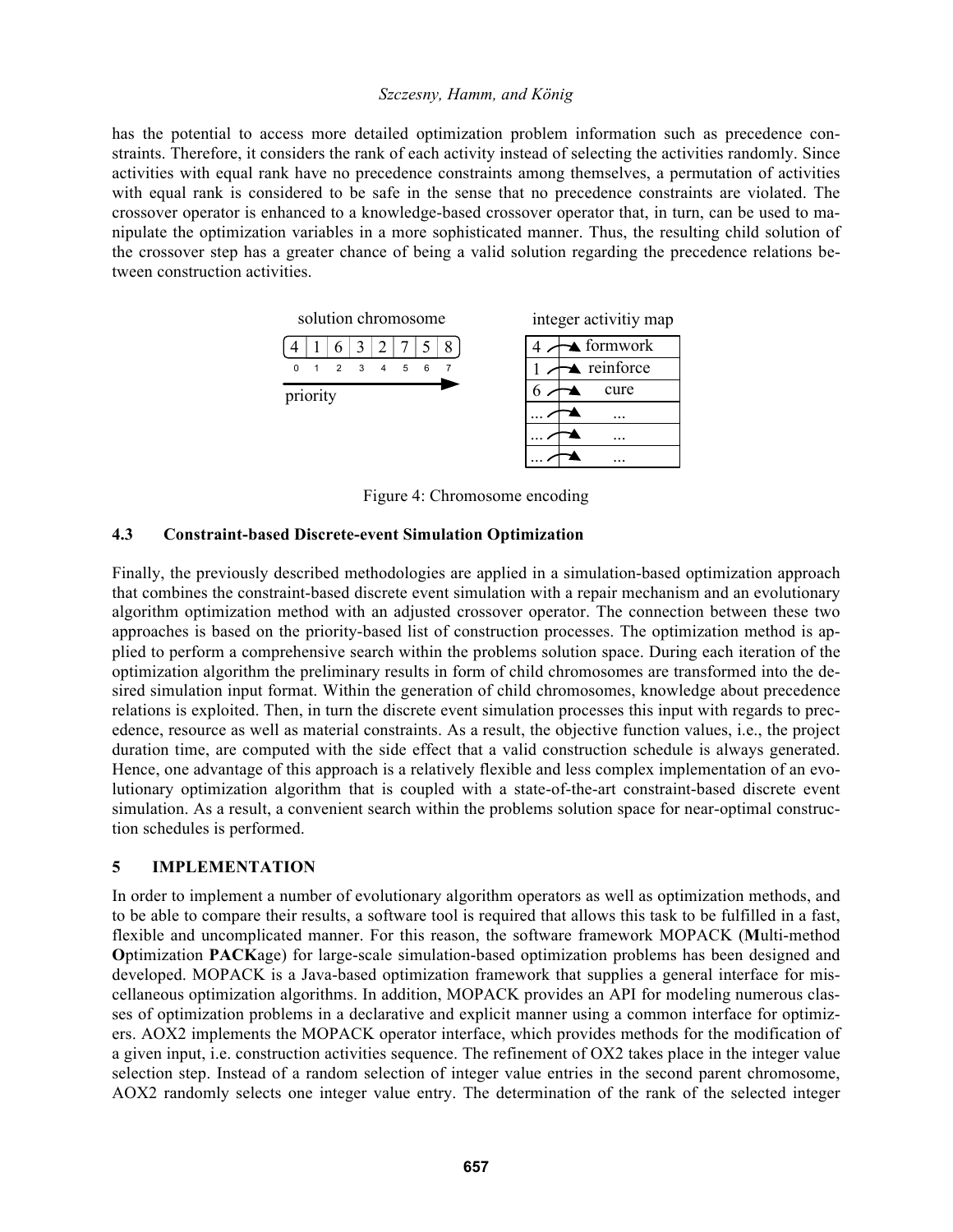has the potential to access more detailed optimization problem information such as precedence constraints. Therefore, it considers the rank of each activity instead of selecting the activities randomly. Since activities with equal rank have no precedence constraints among themselves, a permutation of activities with equal rank is considered to be safe in the sense that no precedence constraints are violated. The crossover operator is enhanced to a knowledge-based crossover operator that, in turn, can be used to manipulate the optimization variables in a more sophisticated manner. Thus, the resulting child solution of the crossover step has a greater chance of being a valid solution regarding the precedence relations between construction activities.

solution chromosome

| 4 | 1 | 6 | 3 | 2 | 7 | 5 | 8 |
|---|---|---|---|---|---|---|---|
| 0 | 1 | 2 | 3 | 4 | 5 | 6 | 7 |

priority

integer activitiy map

| | |
|---|---|
| 4 | formwork |
| 1 | reinforce |
| 6 | cure |
| ... | ... |
| ... | ... |
| ... | ... |

Figure 4: Chromosome encoding

### 4.3 Constraint-based Discrete-event Simulation Optimization

Finally, the previously described methodologies are applied in a simulation-based optimization approach that combines the constraint-based discrete event simulation with a repair mechanism and an evolutionary algorithm optimization method with an adjusted crossover operator. The connection between these two approaches is based on the priority-based list of construction processes. The optimization method is applied to perform a comprehensive search within the problems solution space. During each iteration of the optimization algorithm the preliminary results in form of child chromosomes are transformed into the desired simulation input format. Within the generation of child chromosomes, knowledge about precedence relations is exploited. Then, in turn the discrete event simulation processes this input with regards to precedence, resource as well as material constraints. As a result, the objective function values, i.e., the project duration time, are computed with the side effect that a valid construction schedule is always generated. Hence, one advantage of this approach is a relatively flexible and less complex implementation of an evolutionary optimization algorithm that is coupled with a state-of-the-art constraint-based discrete event simulation. As a result, a convenient search within the problems solution space for near-optimal construction schedules is performed.

## 5 IMPLEMENTATION

In order to implement a number of evolutionary algorithm operators as well as optimization methods, and to be able to compare their results, a software tool is required that allows this task to be fulfilled in a fast, flexible and uncomplicated manner. For this reason, the software framework MOPACK (**M**ulti-method **O**ptimization **PACK**age) for large-scale simulation-based optimization problems has been designed and developed. MOPACK is a Java-based optimization framework that supplies a general interface for miscellaneous optimization algorithms. In addition, MOPACK provides an API for modeling numerous classes of optimization problems in a declarative and explicit manner using a common interface for optimizers. AOX2 implements the MOPACK operator interface, which provides methods for the modification of a given input, i.e. construction activities sequence. The refinement of OX2 takes place in the integer value selection step. Instead of a random selection of integer value entries in the second parent chromosome, AOX2 randomly selects one integer value entry. The determination of the rank of the selected integer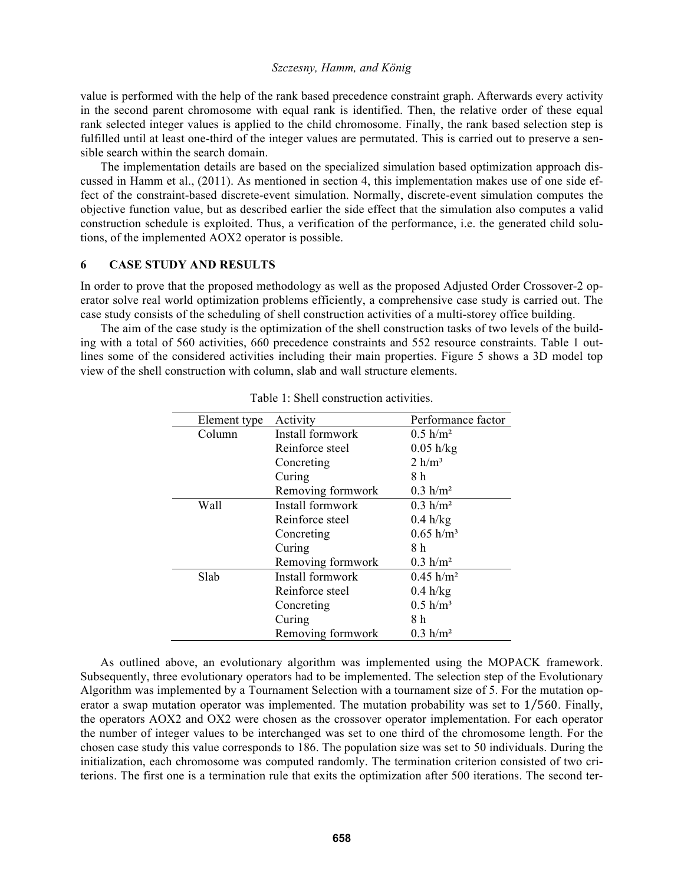value is performed with the help of the rank based precedence constraint graph. Afterwards every activity in the second parent chromosome with equal rank is identified. Then, the relative order of these equal rank selected integer values is applied to the child chromosome. Finally, the rank based selection step is fulfilled until at least one-third of the integer values are permutated. This is carried out to preserve a sensible search within the search domain.

The implementation details are based on the specialized simulation based optimization approach discussed in Hamm et al., (2011). As mentioned in section 4, this implementation makes use of one side effect of the constraint-based discrete-event simulation. Normally, discrete-event simulation computes the objective function value, but as described earlier the side effect that the simulation also computes a valid construction schedule is exploited. Thus, a verification of the performance, i.e. the generated child solutions, of the implemented AOX2 operator is possible.

## 6 CASE STUDY AND RESULTS

In order to prove that the proposed methodology as well as the proposed Adjusted Order Crossover-2 operator solve real world optimization problems efficiently, a comprehensive case study is carried out. The case study consists of the scheduling of shell construction activities of a multi-storey office building.

The aim of the case study is the optimization of the shell construction tasks of two levels of the building with a total of 560 activities, 660 precedence constraints and 552 resource constraints. Table 1 outlines some of the considered activities including their main properties. Figure 5 shows a 3D model top view of the shell construction with column, slab and wall structure elements.

Table 1: Shell construction activities.

| Element type | Activity | Performance factor |
|---|---|---|
| Column | Install formwork | 0.5 h/m² |
| | Reinforce steel | 0.05 h/kg |
| | Concreting | 2 h/m³ |
| | Curing | 8 h |
| | Removing formwork | 0.3 h/m² |
| Wall | Install formwork | 0.3 h/m² |
| | Reinforce steel | 0.4 h/kg |
| | Concreting | 0.65 h/m³ |
| | Curing | 8 h |
| | Removing formwork | 0.3 h/m² |
| Slab | Install formwork | 0.45 h/m² |
| | Reinforce steel | 0.4 h/kg |
| | Concreting | 0.5 h/m³ |
| | Curing | 8 h |
| | Removing formwork | 0.3 h/m² |

As outlined above, an evolutionary algorithm was implemented using the MOPACK framework. Subsequently, three evolutionary operators had to be implemented. The selection step of the Evolutionary Algorithm was implemented by a Tournament Selection with a tournament size of 5. For the mutation operator a swap mutation operator was implemented. The mutation probability was set to $1/560$. Finally, the operators AOX2 and OX2 were chosen as the crossover operator implementation. For each operator the number of integer values to be interchanged was set to one third of the chromosome length. For the chosen case study this value corresponds to 186. The population size was set to 50 individuals. During the initialization, each chromosome was computed randomly. The termination criterion consisted of two criterions. The first one is a termination rule that exits the optimization after 500 iterations. The second ter-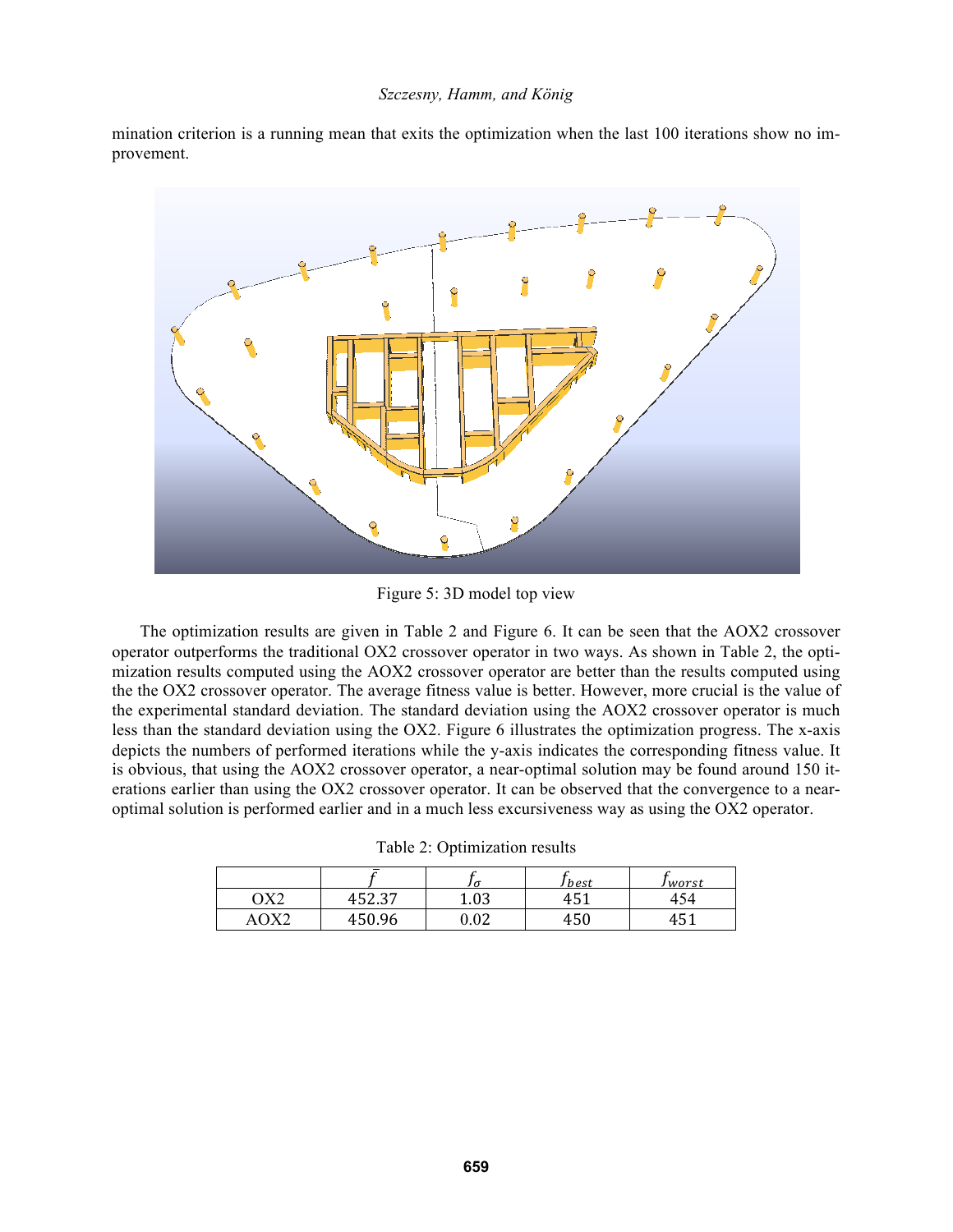mination criterion is a running mean that exits the optimization when the last 100 iterations show no improvement.

Figure 5: 3D model top view

The optimization results are given in Table 2 and Figure 6. It can be seen that the AOX2 crossover operator outperforms the traditional OX2 crossover operator in two ways. As shown in Table 2, the optimization results computed using the AOX2 crossover operator are better than the results computed using the the OX2 crossover operator. The average fitness value is better. However, more crucial is the value of the experimental standard deviation. The standard deviation using the AOX2 crossover operator is much less than the standard deviation using the OX2. Figure 6 illustrates the optimization progress. The x-axis depicts the numbers of performed iterations while the y-axis indicates the corresponding fitness value. It is obvious, that using the AOX2 crossover operator, a near-optimal solution may be found around 150 iterations earlier than using the OX2 crossover operator. It can be observed that the convergence to a near-optimal solution is performed earlier and in a much less excursiveness way as using the OX2 operator.

Table 2: Optimization results

| | $\bar{f}$ | $f_\sigma$ | $f_{best}$ | $f_{worst}$ |
|---|---|---|---|---|
| OX2 | 452.37 | 1.03 | 451 | 454 |
| AOX2 | 450.96 | 0.02 | 450 | 451 |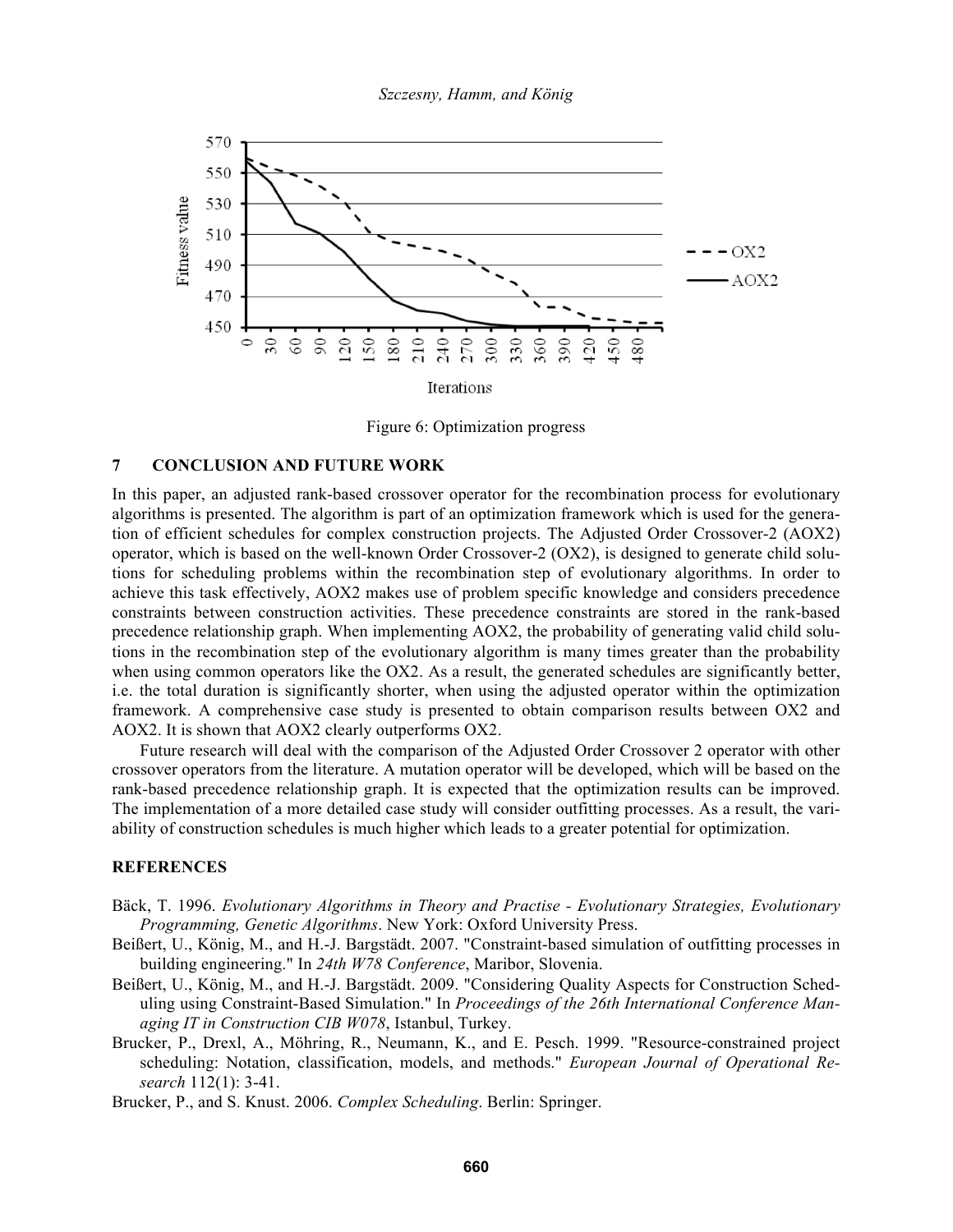Figure 6: Optimization progress

## 7 CONCLUSION AND FUTURE WORK

In this paper, an adjusted rank-based crossover operator for the recombination process for evolutionary algorithms is presented. The algorithm is part of an optimization framework which is used for the generation of efficient schedules for complex construction projects. The Adjusted Order Crossover-2 (AOX2) operator, which is based on the well-known Order Crossover-2 (OX2), is designed to generate child solutions for scheduling problems within the recombination step of evolutionary algorithms. In order to achieve this task effectively, AOX2 makes use of problem specific knowledge and considers precedence constraints between construction activities. These precedence constraints are stored in the rank-based precedence relationship graph. When implementing AOX2, the probability of generating valid child solutions in the recombination step of the evolutionary algorithm is many times greater than the probability when using common operators like the OX2. As a result, the generated schedules are significantly better, i.e. the total duration is significantly shorter, when using the adjusted operator within the optimization framework. A comprehensive case study is presented to obtain comparison results between OX2 and AOX2. It is shown that AOX2 clearly outperforms OX2.

Future research will deal with the comparison of the Adjusted Order Crossover 2 operator with other crossover operators from the literature. A mutation operator will be developed, which will be based on the rank-based precedence relationship graph. It is expected that the optimization results can be improved. The implementation of a more detailed case study will consider outfitting processes. As a result, the variability of construction schedules is much higher which leads to a greater potential for optimization.

## REFERENCES

Bäck, T. 1996. *Evolutionary Algorithms in Theory and Practise - Evolutionary Strategies, Evolutionary Programming, Genetic Algorithms*. New York: Oxford University Press.

Beißert, U., König, M., and H.-J. Bargstädt. 2007. "Constraint-based simulation of outfitting processes in building engineering." In *24th W78 Conference*, Maribor, Slovenia.

Beißert, U., König, M., and H.-J. Bargstädt. 2009. "Considering Quality Aspects for Construction Scheduling using Constraint-Based Simulation." In *Proceedings of the 26th International Conference Managing IT in Construction CIB W078*, Istanbul, Turkey.

Brucker, P., Drexl, A., Möhring, R., Neumann, K., and E. Pesch. 1999. "Resource-constrained project scheduling: Notation, classification, models, and methods." *European Journal of Operational Research* 112(1): 3-41.

Brucker, P., and S. Knust. 2006. *Complex Scheduling*. Berlin: Springer.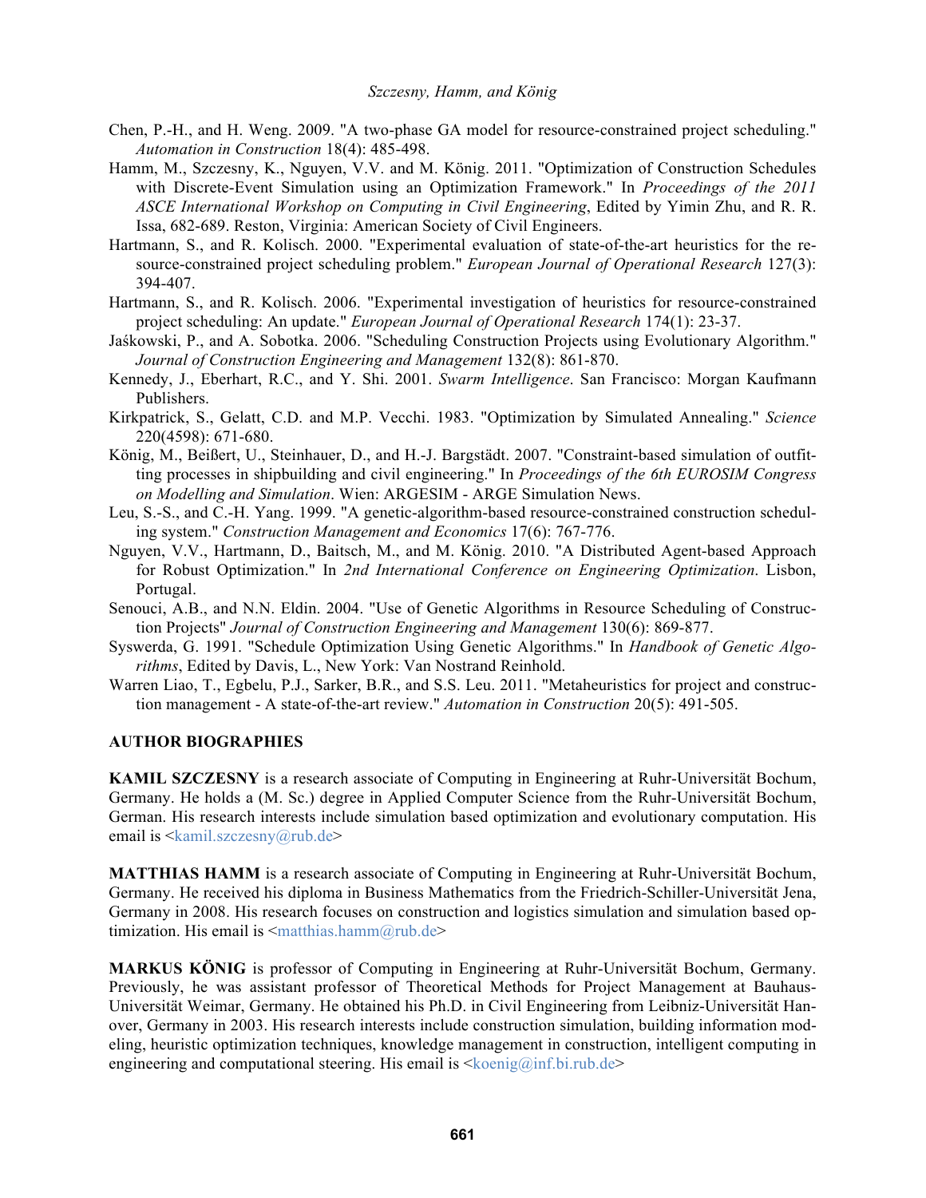Chen, P.-H., and H. Weng. 2009. "A two-phase GA model for resource-constrained project scheduling." *Automation in Construction* 18(4): 485-498.

Hamm, M., Szczesny, K., Nguyen, V.V. and M. König. 2011. "Optimization of Construction Schedules with Discrete-Event Simulation using an Optimization Framework." In *Proceedings of the 2011 ASCE International Workshop on Computing in Civil Engineering*, Edited by Yimin Zhu, and R. R. Issa, 682-689. Reston, Virginia: American Society of Civil Engineers.

Hartmann, S., and R. Kolisch. 2000. "Experimental evaluation of state-of-the-art heuristics for the resource-constrained project scheduling problem." *European Journal of Operational Research* 127(3): 394-407.

Hartmann, S., and R. Kolisch. 2006. "Experimental investigation of heuristics for resource-constrained project scheduling: An update." *European Journal of Operational Research* 174(1): 23-37.

Jaśkowski, P., and A. Sobotka. 2006. "Scheduling Construction Projects using Evolutionary Algorithm." *Journal of Construction Engineering and Management* 132(8): 861-870.

Kennedy, J., Eberhart, R.C., and Y. Shi. 2001. *Swarm Intelligence*. San Francisco: Morgan Kaufmann Publishers.

Kirkpatrick, S., Gelatt, C.D. and M.P. Vecchi. 1983. "Optimization by Simulated Annealing." *Science* 220(4598): 671-680.

König, M., Beißert, U., Steinhauer, D., and H.-J. Bargstädt. 2007. "Constraint-based simulation of outfitting processes in shipbuilding and civil engineering." In *Proceedings of the 6th EUROSIM Congress on Modelling and Simulation*. Wien: ARGESIM - ARGE Simulation News.

Leu, S.-S., and C.-H. Yang. 1999. "A genetic-algorithm-based resource-constrained construction scheduling system." *Construction Management and Economics* 17(6): 767-776.

Nguyen, V.V., Hartmann, D., Baitsch, M., and M. König. 2010. "A Distributed Agent-based Approach for Robust Optimization." In *2nd International Conference on Engineering Optimization*. Lisbon, Portugal.

Senouci, A.B., and N.N. Eldin. 2004. "Use of Genetic Algorithms in Resource Scheduling of Construction Projects" *Journal of Construction Engineering and Management* 130(6): 869-877.

Syswerda, G. 1991. "Schedule Optimization Using Genetic Algorithms." In *Handbook of Genetic Algorithms*, Edited by Davis, L., New York: Van Nostrand Reinhold.

Warren Liao, T., Egbelu, P.J., Sarker, B.R., and S.S. Leu. 2011. "Metaheuristics for project and construction management - A state-of-the-art review." *Automation in Construction* 20(5): 491-505.

## AUTHOR BIOGRAPHIES

**KAMIL SZCZESNY** is a research associate of Computing in Engineering at Ruhr-Universität Bochum, Germany. He holds a (M. Sc.) degree in Applied Computer Science from the Ruhr-Universität Bochum, German. His research interests include simulation based optimization and evolutionary computation. His email is <kamil.szczesny@rub.de>

**MATTHIAS HAMM** is a research associate of Computing in Engineering at Ruhr-Universität Bochum, Germany. He received his diploma in Business Mathematics from the Friedrich-Schiller-Universität Jena, Germany in 2008. His research focuses on construction and logistics simulation and simulation based optimization. His email is <matthias.hamm@rub.de>

**MARKUS KÖNIG** is professor of Computing in Engineering at Ruhr-Universität Bochum, Germany. Previously, he was assistant professor of Theoretical Methods for Project Management at Bauhaus-Universität Weimar, Germany. He obtained his Ph.D. in Civil Engineering from Leibniz-Universität Hanover, Germany in 2003. His research interests include construction simulation, building information modeling, heuristic optimization techniques, knowledge management in construction, intelligent computing in engineering and computational steering. His email is <koenig@inf.bi.rub.de>